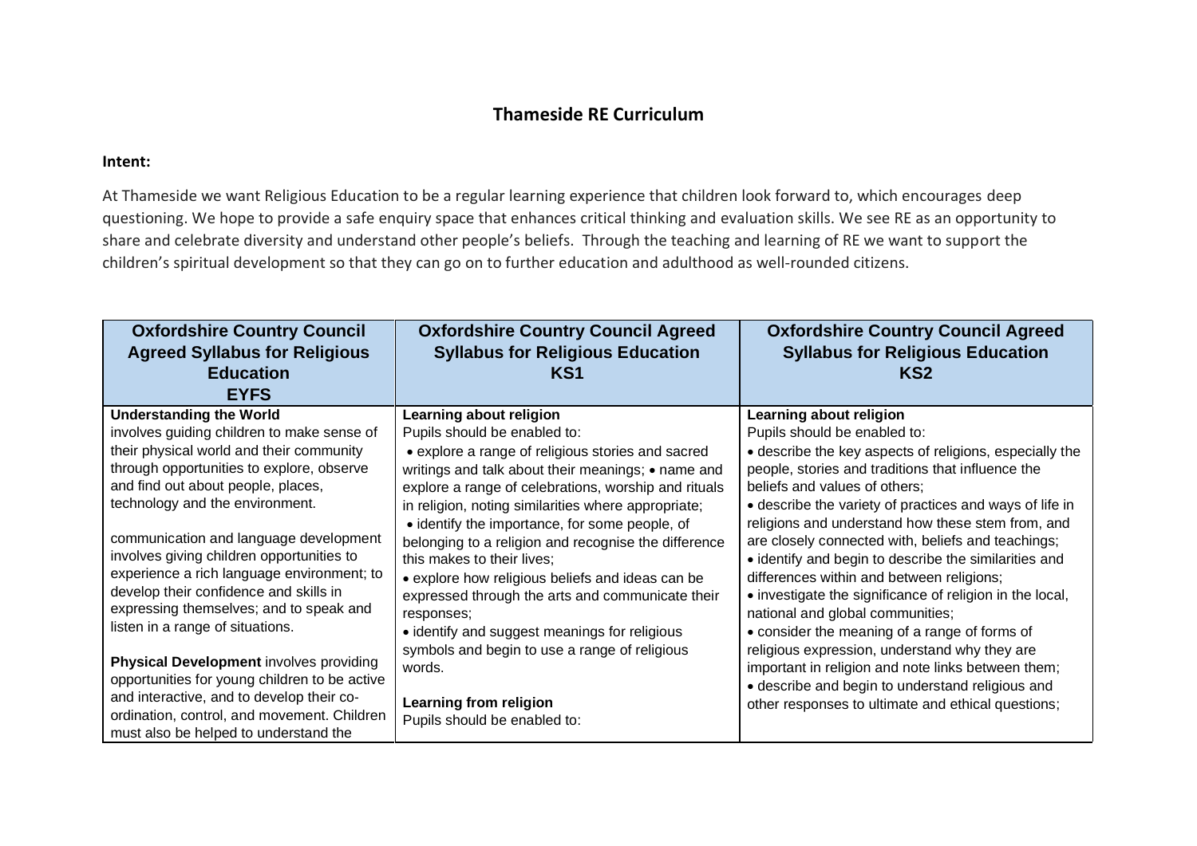## Thameside RE Curriculum

**Intent:**

At Thameside we want Religious Education to be a regular learning experience that children look forward to, which encourages deep questioning. We hope to provide a safe enquiry space that enhances critical thinking and evaluation skills. We see RE as an opportunity to share and celebrate diversity and understand other people's beliefs. Through the teaching and learning of RE we want to support the children's spiritual development so that they can go on to further education and adulthood as well-rounded citizens.

| Oxfordshire Country Council Agreed Syllabus for Religious Education EYFS | Oxfordshire Country Council Agreed Syllabus for Religious Education KS1 | Oxfordshire Country Council Agreed Syllabus for Religious Education KS2 |
| --- | --- | --- |
| **Understanding the World** involves guiding children to make sense of their physical world and their community through opportunities to explore, observe and find out about people, places, technology and the environment.<br><br>communication and language development involves giving children opportunities to experience a rich language environment; to develop their confidence and skills in expressing themselves; and to speak and listen in a range of situations.<br><br>**Physical Development** involves providing opportunities for young children to be active and interactive, and to develop their co-ordination, control, and movement. Children must also be helped to understand the | **Learning about religion**<br>Pupils should be enabled to:<br>• explore a range of religious stories and sacred writings and talk about their meanings; • name and explore a range of celebrations, worship and rituals in religion, noting similarities where appropriate;<br>• identify the importance, for some people, of belonging to a religion and recognise the difference this makes to their lives;<br>• explore how religious beliefs and ideas can be expressed through the arts and communicate their responses;<br>• identify and suggest meanings for religious symbols and begin to use a range of religious words.<br><br>**Learning from religion**<br>Pupils should be enabled to: | **Learning about religion**<br>Pupils should be enabled to:<br>• describe the key aspects of religions, especially the people, stories and traditions that influence the beliefs and values of others;<br>• describe the variety of practices and ways of life in religions and understand how these stem from, and are closely connected with, beliefs and teachings;<br>• identify and begin to describe the similarities and differences within and between religions;<br>• investigate the significance of religion in the local, national and global communities;<br>• consider the meaning of a range of forms of religious expression, understand why they are important in religion and note links between them;<br>• describe and begin to understand religious and other responses to ultimate and ethical questions; |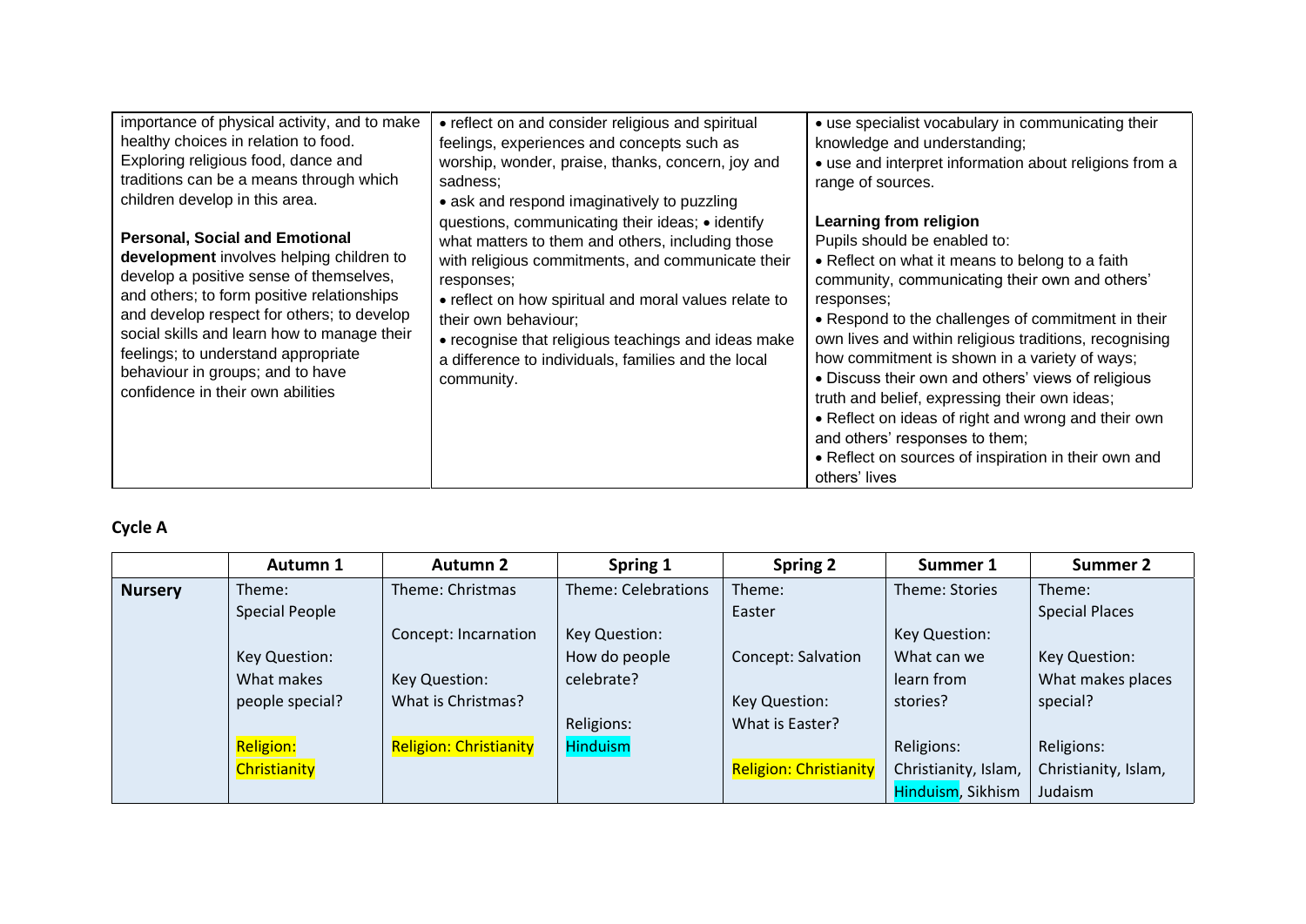| | | |
|---|---|---|
| importance of physical activity, and to make healthy choices in relation to food. Exploring religious food, dance and traditions can be a means through which children develop in this area.<br><br>**Personal, Social and Emotional development** involves helping children to develop a positive sense of themselves, and others; to form positive relationships and develop respect for others; to develop social skills and learn how to manage their feelings; to understand appropriate behaviour in groups; and to have confidence in their own abilities | • reflect on and consider religious and spiritual feelings, experiences and concepts such as worship, wonder, praise, thanks, concern, joy and sadness;<br>• ask and respond imaginatively to puzzling questions, communicating their ideas; • identify what matters to them and others, including those with religious commitments, and communicate their responses;<br>• reflect on how spiritual and moral values relate to their own behaviour;<br>• recognise that religious teachings and ideas make a difference to individuals, families and the local community. | • use specialist vocabulary in communicating their knowledge and understanding;<br>• use and interpret information about religions from a range of sources.<br><br>**Learning from religion**<br>Pupils should be enabled to:<br>• Reflect on what it means to belong to a faith community, communicating their own and others' responses;<br>• Respond to the challenges of commitment in their own lives and within religious traditions, recognising how commitment is shown in a variety of ways;<br>• Discuss their own and others' views of religious truth and belief, expressing their own ideas;<br>• Reflect on ideas of right and wrong and their own and others' responses to them;<br>• Reflect on sources of inspiration in their own and others' lives |

**Cycle A**

| | Autumn 1 | Autumn 2 | Spring 1 | Spring 2 | Summer 1 | Summer 2 |
|---|---|---|---|---|---|---|
| **Nursery** | Theme: Special People<br><br>Key Question: What makes people special?<br><br>Religion: Christianity | Theme: Christmas<br><br>Concept: Incarnation<br><br>Key Question: What is Christmas?<br><br>Religion: Christianity | Theme: Celebrations<br><br>Key Question: How do people celebrate?<br><br>Religions: Hinduism | Theme: Easter<br><br>Concept: Salvation<br><br>Key Question: What is Easter?<br><br>Religion: Christianity | Theme: Stories<br><br>Key Question: What can we learn from stories?<br><br>Religions: Christianity, Islam, Hinduism, Sikhism | Theme: Special Places<br><br>Key Question: What makes places special?<br><br>Religions: Christianity, Islam, Judaism |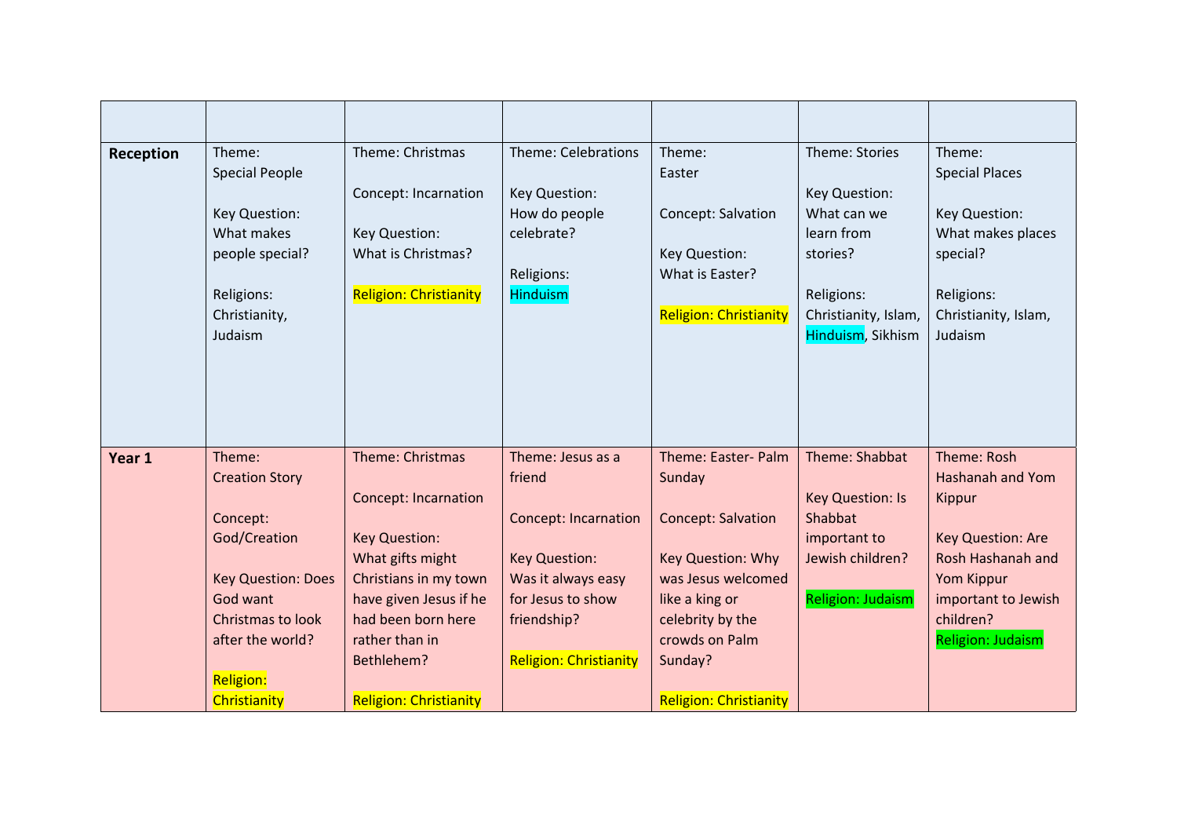| | | | | | | |
|---|---|---|---|---|---|---|
| **Reception** | Theme: Special People<br><br>Key Question: What makes people special?<br><br>Religions: Christianity, Judaism | Theme: Christmas<br><br>Concept: Incarnation<br><br>Key Question: What is Christmas?<br><br>Religion: Christianity | Theme: Celebrations<br><br>Key Question: How do people celebrate?<br><br>Religions: Hinduism | Theme: Easter<br><br>Concept: Salvation<br><br>Key Question: What is Easter?<br><br>Religion: Christianity | Theme: Stories<br><br>Key Question: What can we learn from stories?<br><br>Religions: Christianity, Islam, Hinduism, Sikhism | Theme: Special Places<br><br>Key Question: What makes places special?<br><br>Religions: Christianity, Islam, Judaism |
| **Year 1** | Theme: Creation Story<br><br>Concept: God/Creation<br><br>Key Question: Does God want Christmas to look after the world?<br><br>Religion: Christianity | Theme: Christmas<br><br>Concept: Incarnation<br><br>Key Question: What gifts might Christians in my town have given Jesus if he had been born here rather than in Bethlehem?<br><br>Religion: Christianity | Theme: Jesus as a friend<br><br>Concept: Incarnation<br><br>Key Question: Was it always easy for Jesus to show friendship?<br><br>Religion: Christianity | Theme: Easter- Palm Sunday<br><br>Concept: Salvation<br><br>Key Question: Why was Jesus welcomed like a king or celebrity by the crowds on Palm Sunday?<br><br>Religion: Christianity | Theme: Shabbat<br><br>Key Question: Is Shabbat important to Jewish children?<br><br>Religion: Judaism | Theme: Rosh Hashanah and Yom Kippur<br><br>Key Question: Are Rosh Hashanah and Yom Kippur important to Jewish children?<br>Religion: Judaism |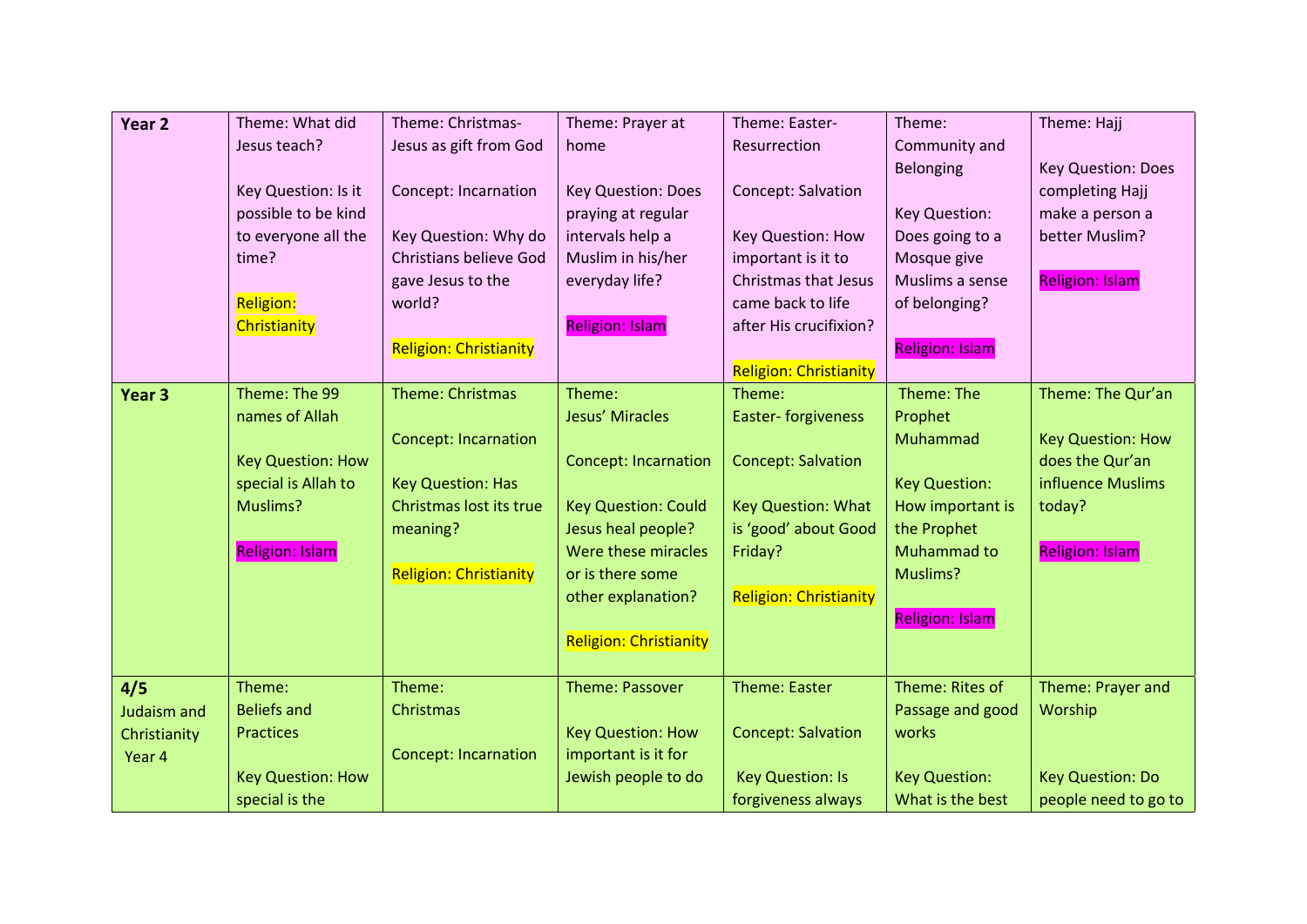| Year 2 | Theme: What did Jesus teach?<br><br>Key Question: Is it possible to be kind to everyone all the time?<br><br>Religion: Christianity | Theme: Christmas- Jesus as gift from God<br><br>Concept: Incarnation<br><br>Key Question: Why do Christians believe God gave Jesus to the world?<br><br>Religion: Christianity | Theme: Prayer at home<br><br>Key Question: Does praying at regular intervals help a Muslim in his/her everyday life?<br><br>Religion: Islam | Theme: Easter- Resurrection<br><br>Concept: Salvation<br><br>Key Question: How important is it to Christmas that Jesus came back to life after His crucifixion?<br><br>Religion: Christianity | Theme: Community and Belonging<br><br>Key Question: Does going to a Mosque give Muslims a sense of belonging?<br><br>Religion: Islam | Theme: Hajj<br><br>Key Question: Does completing Hajj make a person a better Muslim?<br><br>Religion: Islam |
|---|---|---|---|---|---|---|
| **Year 3** | Theme: The 99 names of Allah<br><br>Key Question: How special is Allah to Muslims?<br><br>Religion: Islam | Theme: Christmas<br><br>Concept: Incarnation<br><br>Key Question: Has Christmas lost its true meaning?<br><br>Religion: Christianity | Theme: Jesus' Miracles<br><br>Concept: Incarnation<br><br>Key Question: Could Jesus heal people? Were these miracles or is there some other explanation?<br><br>Religion: Christianity | Theme: Easter- forgiveness<br><br>Concept: Salvation<br><br>Key Question: What is 'good' about Good Friday?<br><br>Religion: Christianity | Theme: The Prophet Muhammad<br><br>Key Question: How important is the Prophet Muhammad to Muslims?<br><br>Religion: Islam | Theme: The Qur'an<br><br>Key Question: How does the Qur'an influence Muslims today?<br><br>Religion: Islam |
| **4/5** Judaism and Christianity Year 4 | Theme: Beliefs and Practices<br><br>Key Question: How special is the | Theme: Christmas<br><br>Concept: Incarnation | Theme: Passover<br><br>Key Question: How important is it for Jewish people to do | Theme: Easter<br><br>Concept: Salvation<br><br>Key Question: Is forgiveness always | Theme: Rites of Passage and good works<br><br>Key Question: What is the best | Theme: Prayer and Worship<br><br>Key Question: Do people need to go to |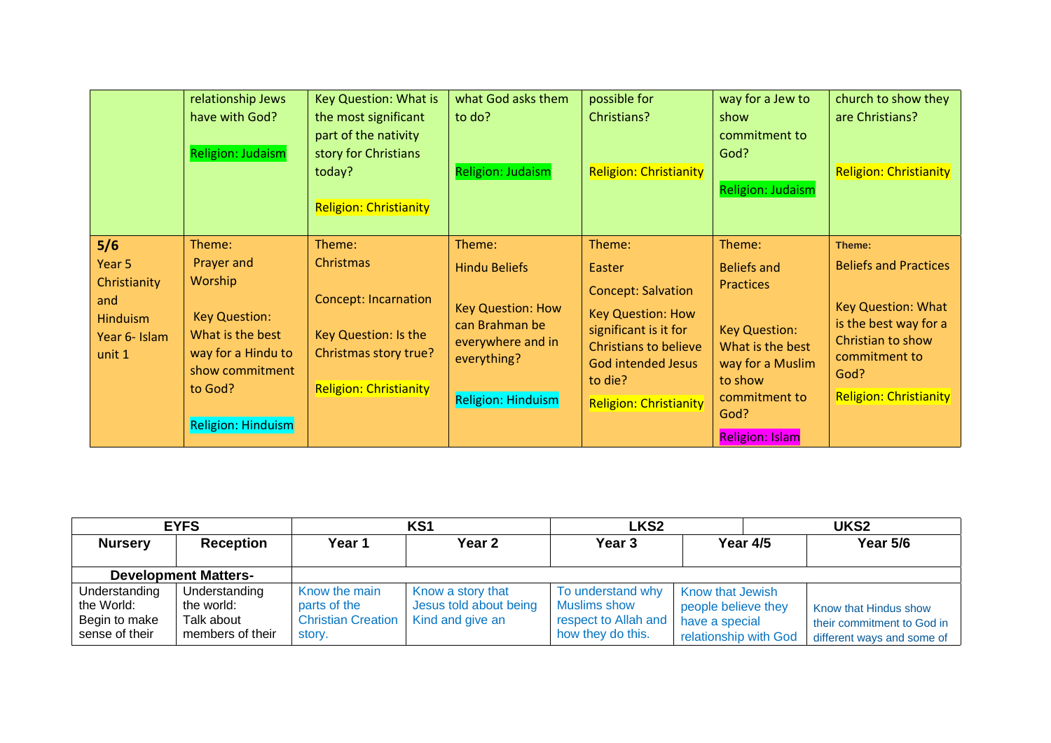| | | | | | | |
|---|---|---|---|---|---|---|
| | relationship Jews have with God?<br><br>Religion: Judaism | Key Question: What is the most significant part of the nativity story for Christians today?<br><br>Religion: Christianity | what God asks them to do?<br><br>Religion: Judaism | possible for Christians?<br><br>Religion: Christianity | way for a Jew to show commitment to God?<br><br>Religion: Judaism | church to show they are Christians?<br><br>Religion: Christianity |
| **5/6**<br>Year 5 Christianity and Hinduism<br>Year 6- Islam unit 1 | Theme:<br>Prayer and Worship<br><br>Key Question: What is the best way for a Hindu to show commitment to God?<br><br>Religion: Hinduism | Theme:<br>Christmas<br><br>Concept: Incarnation<br><br>Key Question: Is the Christmas story true?<br><br>Religion: Christianity | Theme:<br>Hindu Beliefs<br><br>Key Question: How can Brahman be everywhere and in everything?<br><br>Religion: Hinduism | Theme:<br>Easter<br><br>Concept: Salvation<br>Key Question: How significant is it for Christians to believe God intended Jesus to die?<br><br>Religion: Christianity | Theme:<br>Beliefs and Practices<br><br>Key Question: What is the best way for a Muslim to show commitment to God?<br><br>Religion: Islam | Theme:<br>Beliefs and Practices<br><br>Key Question: What is the best way for a Christian to show commitment to God?<br><br>Religion: Christianity |

| **EYFS** | | **KS1** | | **LKS2** | | **UKS2** |
|---|---|---|---|---|---|---|
| **Nursery** | **Reception** | **Year 1** | **Year 2** | **Year 3** | **Year 4/5** | **Year 5/6** |
| **Development Matters-** | | | | | | |
| Understanding the World: Begin to make sense of their | Understanding the world: Talk about members of their | Know the main parts of the Christian Creation story. | Know a story that Jesus told about being Kind and give an | To understand why Muslims show respect to Allah and how they do this. | Know that Jewish people believe they have a special relationship with God | Know that Hindus show their commitment to God in different ways and some of |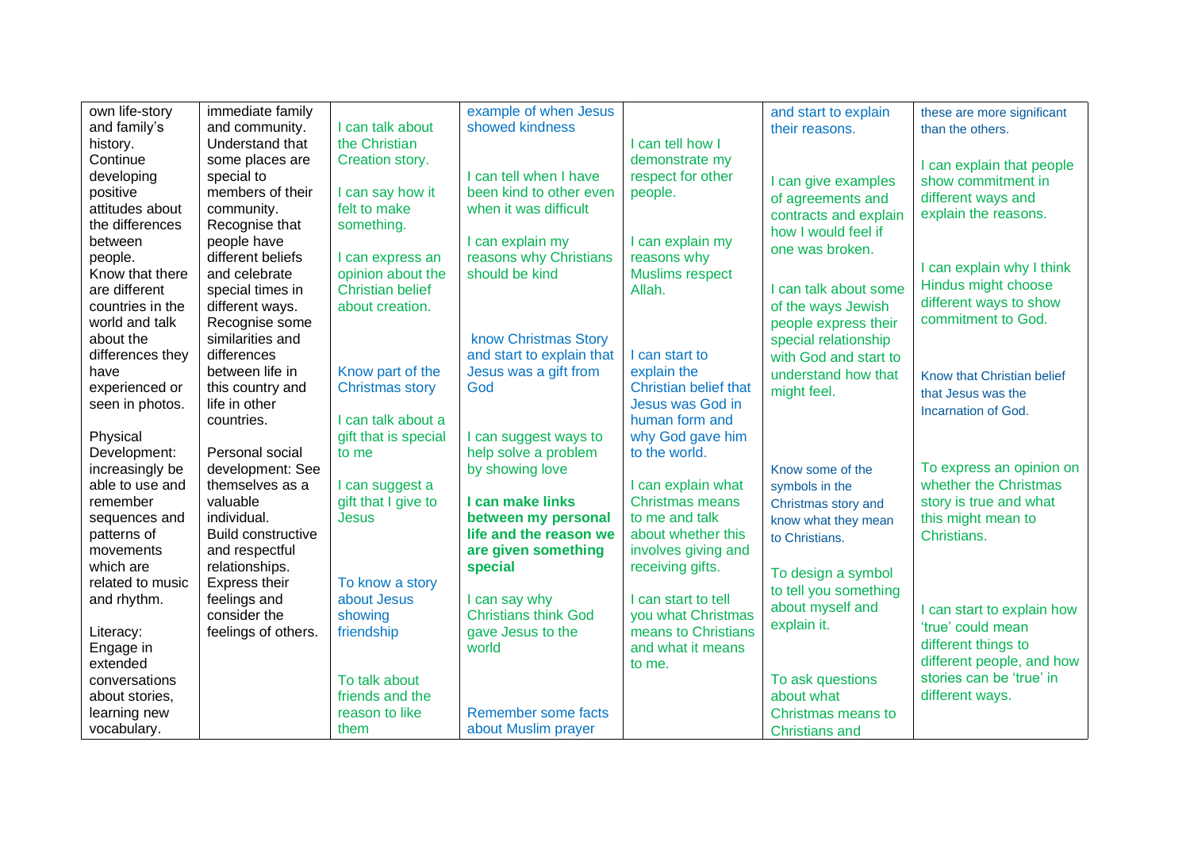| | | | | | | |
|---|---|---|---|---|---|---|
| own life-story and family's history.<br>Continue developing positive attitudes about the differences between people.<br>Know that there are different countries in the world and talk about the differences they have experienced or seen in photos.<br><br>Physical Development: increasingly be able to use and remember sequences and patterns of movements which are related to music and rhythm.<br><br>Literacy: Engage in extended conversations about stories, learning new vocabulary. | immediate family and community.<br>Understand that some places are special to members of their community.<br>Recognise that people have different beliefs and celebrate special times in different ways.<br>Recognise some similarities and differences between life in this country and life in other countries.<br><br>Personal social development: See themselves as a valuable individual.<br>Build constructive and respectful relationships.<br>Express their feelings and consider the feelings of others. | I can talk about the Christian Creation story.<br><br>I can say how it felt to make something.<br><br>I can express an opinion about the Christian belief about creation.<br><br>Know part of the Christmas story<br><br>I can talk about a gift that is special to me<br><br>I can suggest a gift that I give to Jesus<br><br>To know a story about Jesus showing friendship<br><br>To talk about friends and the reason to like them | example of when Jesus showed kindness<br><br>I can tell when I have been kind to other even when it was difficult<br><br>I can explain my reasons why Christians should be kind<br><br>know Christmas Story and start to explain that Jesus was a gift from God<br><br>I can suggest ways to help solve a problem by showing love<br><br>**I can make links between my personal life and the reason we are given something special**<br><br>I can say why Christians think God gave Jesus to the world<br><br>Remember some facts about Muslim prayer | I can tell how I demonstrate my respect for other people.<br><br>I can explain my reasons why Muslims respect Allah.<br><br>I can start to explain the Christian belief that Jesus was God in human form and why God gave him to the world.<br><br>I can explain what Christmas means to me and talk about whether this involves giving and receiving gifts.<br><br>I can start to tell you what Christmas means to Christians and what it means to me. | and start to explain their reasons.<br><br>I can give examples of agreements and contracts and explain how I would feel if one was broken.<br><br>I can talk about some of the ways Jewish people express their special relationship with God and start to understand how that might feel.<br><br>Know some of the symbols in the Christmas story and know what they mean to Christians.<br><br>To design a symbol to tell you something about myself and explain it.<br><br>To ask questions about what Christmas means to Christians and | these are more significant than the others.<br><br>I can explain that people show commitment in different ways and explain the reasons.<br><br>I can explain why I think Hindus might choose different ways to show commitment to God.<br><br>Know that Christian belief that Jesus was the Incarnation of God.<br><br>To express an opinion on whether the Christmas story is true and what this might mean to Christians.<br><br>I can start to explain how 'true' could mean different things to different people, and how stories can be 'true' in different ways. |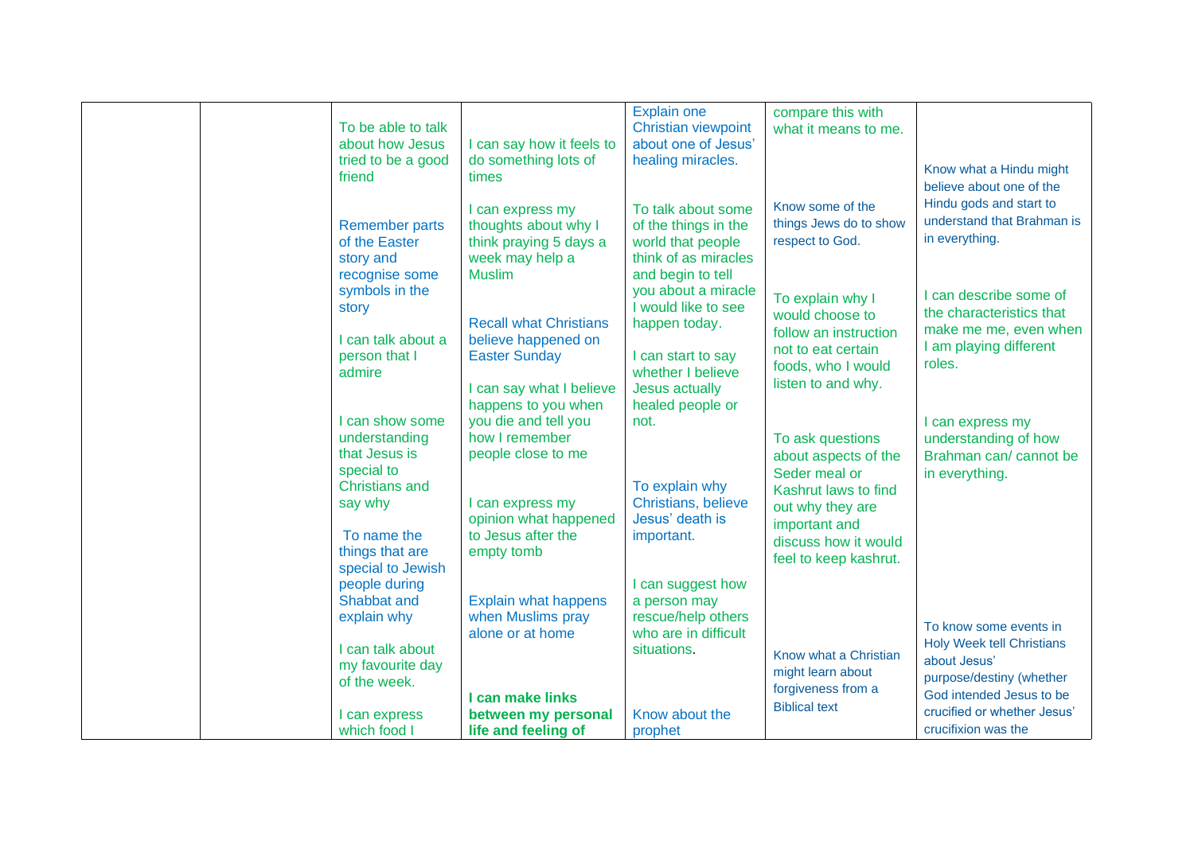| | | | | | | |
|---|---|---|---|---|---|---|
| | | To be able to talk about how Jesus tried to be a good friend<br><br>Remember parts of the Easter story and recognise some symbols in the story<br><br>I can talk about a person that I admire<br><br>I can show some understanding that Jesus is special to Christians and say why<br><br>To name the things that are special to Jewish people during Shabbat and explain why<br><br>I can talk about my favourite day of the week.<br><br>I can express which food I | I can say how it feels to do something lots of times<br><br>I can express my thoughts about why I think praying 5 days a week may help a Muslim<br><br>Recall what Christians believe happened on Easter Sunday<br><br>I can say what I believe happens to you when you die and tell you how I remember people close to me<br><br>I can express my opinion what happened to Jesus after the empty tomb<br><br>Explain what happens when Muslims pray alone or at home<br><br>**I can make links between my personal life and feeling of** | Explain one Christian viewpoint about one of Jesus' healing miracles.<br><br>To talk about some of the things in the world that people think of as miracles and begin to tell you about a miracle I would like to see happen today.<br><br>I can start to say whether I believe Jesus actually healed people or not.<br><br>To explain why Christians, believe Jesus' death is important.<br><br>I can suggest how a person may rescue/help others who are in difficult situations.<br><br>Know about the prophet | compare this with what it means to me.<br><br>Know some of the things Jews do to show respect to God.<br><br>To explain why I would choose to follow an instruction not to eat certain foods, who I would listen to and why.<br><br>To ask questions about aspects of the Seder meal or Kashrut laws to find out why they are important and discuss how it would feel to keep kashrut.<br><br>Know what a Christian might learn about forgiveness from a Biblical text | Know what a Hindu might believe about one of the Hindu gods and start to understand that Brahman is in everything.<br><br>I can describe some of the characteristics that make me me, even when I am playing different roles.<br><br>I can express my understanding of how Brahman can/ cannot be in everything.<br><br>To know some events in Holy Week tell Christians about Jesus' purpose/destiny (whether God intended Jesus to be crucified or whether Jesus' crucifixion was the |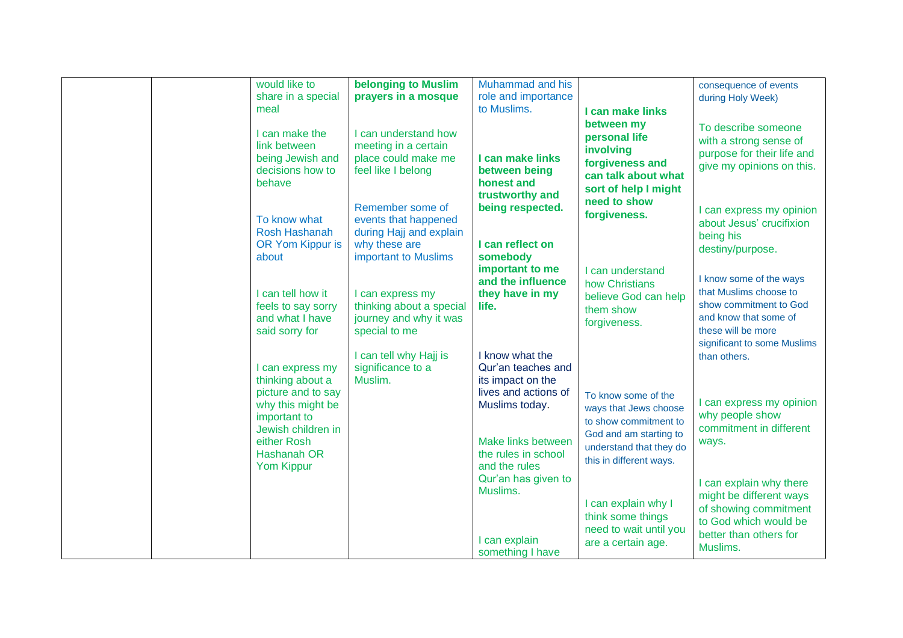| | | | | | | |
|---|---|---|---|---|---|---|
| | | would like to share in a special meal<br><br>I can make the link between being Jewish and decisions how to behave<br><br>To know what Rosh Hashanah OR Yom Kippur is about<br><br>I can tell how it feels to say sorry and what I have said sorry for<br><br>I can express my thinking about a picture and to say why this might be important to Jewish children in either Rosh Hashanah OR Yom Kippur | **belonging to Muslim prayers in a mosque**<br><br>I can understand how meeting in a certain place could make me feel like I belong<br><br>Remember some of events that happened during Hajj and explain why these are important to Muslims<br><br>I can express my thinking about a special journey and why it was special to me<br><br>I can tell why Hajj is significance to a Muslim. | Muhammad and his role and importance to Muslims.<br><br>**I can make links between being honest and trustworthy and being respected.**<br><br>**I can reflect on somebody important to me and the influence they have in my life.**<br><br>I know what the Qur'an teaches and its impact on the lives and actions of Muslims today.<br><br>Make links between the rules in school and the rules Qur'an has given to Muslims.<br><br>I can explain something I have | **I can make links between my personal life involving forgiveness and can talk about what sort of help I might need to show forgiveness.**<br><br>I can understand how Christians believe God can help them show forgiveness.<br><br>To know some of the ways that Jews choose to show commitment to God and am starting to understand that they do this in different ways.<br><br>I can explain why I think some things need to wait until you are a certain age. | consequence of events during Holy Week)<br><br>To describe someone with a strong sense of purpose for their life and give my opinions on this.<br><br>I can express my opinion about Jesus' crucifixion being his destiny/purpose.<br><br>I know some of the ways that Muslims choose to show commitment to God and know that some of these will be more significant to some Muslims than others.<br><br>I can express my opinion why people show commitment in different ways.<br><br>I can explain why there might be different ways of showing commitment to God which would be better than others for Muslims. |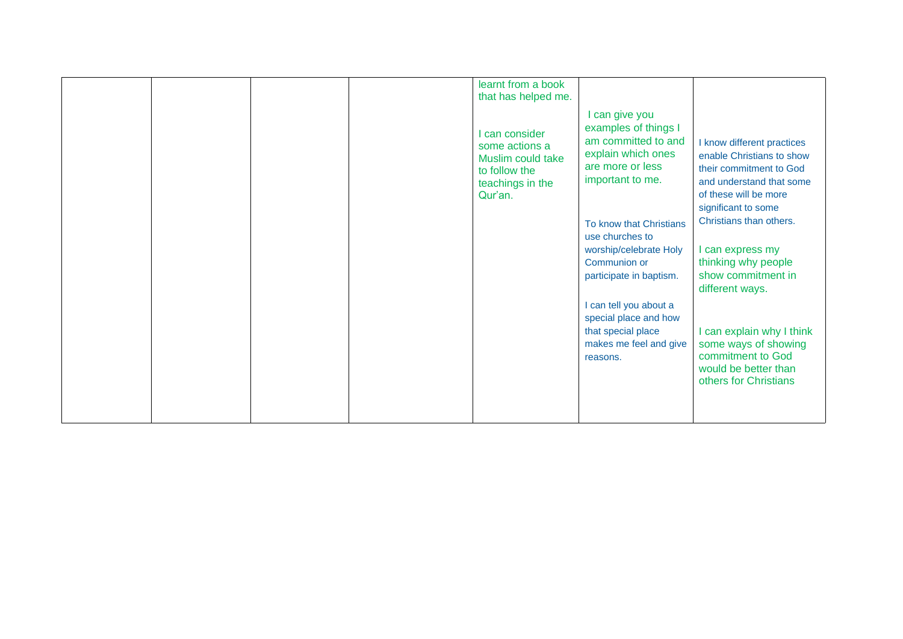| | | | | | | |
|---|---|---|---|---|---|---|
| | | | | learnt from a book that has helped me.<br><br>I can consider some actions a Muslim could take to follow the teachings in the Qur'an. | I can give you examples of things I am committed to and explain which ones are more or less important to me.<br><br>To know that Christians use churches to worship/celebrate Holy Communion or participate in baptism.<br><br>I can tell you about a special place and how that special place makes me feel and give reasons. | I know different practices enable Christians to show their commitment to God and understand that some of these will be more significant to some Christians than others.<br><br>I can express my thinking why people show commitment in different ways.<br><br>I can explain why I think some ways of showing commitment to God would be better than others for Christians |